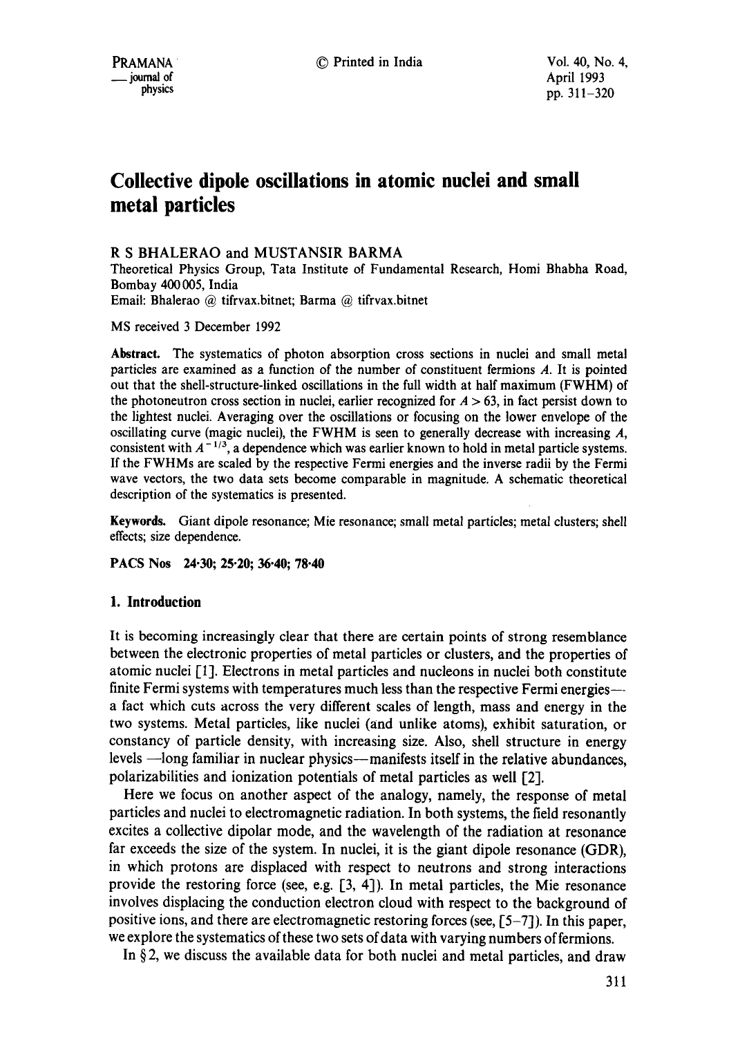# Collective dipole oscillations in atomic nuclei and small metal particles

R S BHALERAO and MUSTANSIR BARMA

Theoretical Physics Group, Tata Institute of Fundamental Research, Homi Bhabha Road, Bombay 400 005, India

Email: Bhalerao @ tifrvax.bitnet; Barma @ tifrvax.bitnet

MS received 3 December 1992

**Abstract.** The systematics of photon absorption cross sections in nuclei and small metal particles are examined as a function of the number of constituent fermions $A$. It is pointed out that the shell-structure-linked oscillations in the full width at half maximum (FWHM) of the photoneutron cross section in nuclei, earlier recognized for $A > 63$, in fact persist down to the lightest nuclei. Averaging over the oscillations or focusing on the lower envelope of the oscillating curve (magic nuclei), the FWHM is seen to generally decrease with increasing $A$, consistent with $A^{-1/3}$, a dependence which was earlier known to hold in metal particle systems. If the FWHMs are scaled by the respective Fermi energies and the inverse radii by the Fermi wave vectors, the two data sets become comparable in magnitude. A schematic theoretical description of the systematics is presented.

**Keywords.** Giant dipole resonance; Mie resonance; small metal particles; metal clusters; shell effects; size dependence.

**PACS Nos** 24·30; 25·20; 36·40; 78·40

## 1. Introduction

It is becoming increasingly clear that there are certain points of strong resemblance between the electronic properties of metal particles or clusters, and the properties of atomic nuclei [1]. Electrons in metal particles and nucleons in nuclei both constitute finite Fermi systems with temperatures much less than the respective Fermi energies—a fact which cuts across the very different scales of length, mass and energy in the two systems. Metal particles, like nuclei (and unlike atoms), exhibit saturation, or constancy of particle density, with increasing size. Also, shell structure in energy levels —long familiar in nuclear physics—manifests itself in the relative abundances, polarizabilities and ionization potentials of metal particles as well [2].

Here we focus on another aspect of the analogy, namely, the response of metal particles and nuclei to electromagnetic radiation. In both systems, the field resonantly excites a collective dipolar mode, and the wavelength of the radiation at resonance far exceeds the size of the system. In nuclei, it is the giant dipole resonance (GDR), in which protons are displaced with respect to neutrons and strong interactions provide the restoring force (see, e.g. [3, 4]). In metal particles, the Mie resonance involves displacing the conduction electron cloud with respect to the background of positive ions, and there are electromagnetic restoring forces (see, [5–7]). In this paper, we explore the systematics of these two sets of data with varying numbers of fermions.

In § 2, we discuss the available data for both nuclei and metal particles, and draw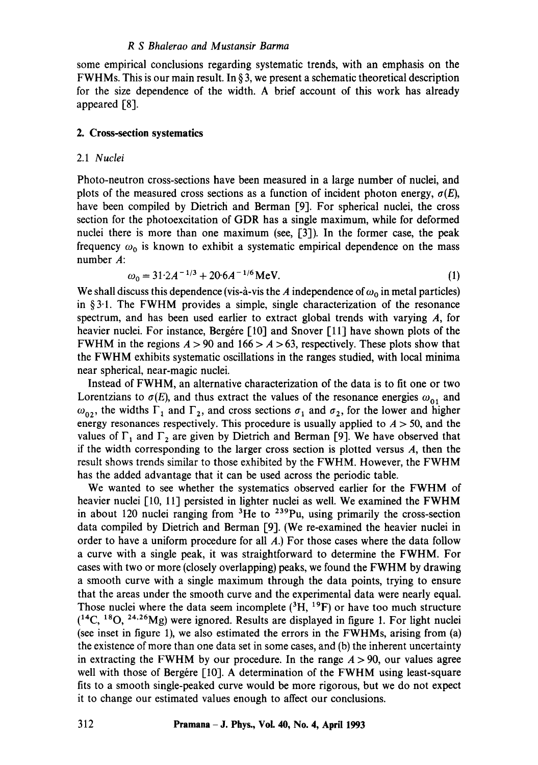some empirical conclusions regarding systematic trends, with an emphasis on the FWHMs. This is our main result. In § 3, we present a schematic theoretical description for the size dependence of the width. A brief account of this work has already appeared [8].

## 2. Cross-section systematics

### 2.1 *Nuclei*

Photo-neutron cross-sections have been measured in a large number of nuclei, and plots of the measured cross sections as a function of incident photon energy, $\sigma(E)$, have been compiled by Dietrich and Berman [9]. For spherical nuclei, the cross section for the photoexcitation of GDR has a single maximum, while for deformed nuclei there is more than one maximum (see, [3]). In the former case, the peak frequency $\omega_0$ is known to exhibit a systematic empirical dependence on the mass number $A$:

$$\omega_0 = 31{\cdot}2A^{-1/3} + 20{\cdot}6A^{-1/6}\,\mathrm{MeV}. \tag{1}$$

We shall discuss this dependence (vis-à-vis the $A$ independence of $\omega_0$ in metal particles) in § 3·1. The FWHM provides a simple, single characterization of the resonance spectrum, and has been used earlier to extract global trends with varying $A$, for heavier nuclei. For instance, Bergère [10] and Snover [11] have shown plots of the FWHM in the regions $A > 90$ and $166 > A > 63$, respectively. These plots show that the FWHM exhibits systematic oscillations in the ranges studied, with local minima near spherical, near-magic nuclei.

Instead of FWHM, an alternative characterization of the data is to fit one or two Lorentzians to $\sigma(E)$, and thus extract the values of the resonance energies $\omega_{01}$ and $\omega_{02}$, the widths $\Gamma_1$ and $\Gamma_2$, and cross sections $\sigma_1$ and $\sigma_2$, for the lower and higher energy resonances respectively. This procedure is usually applied to $A > 50$, and the values of $\Gamma_1$ and $\Gamma_2$ are given by Dietrich and Berman [9]. We have observed that if the width corresponding to the larger cross section is plotted versus $A$, then the result shows trends similar to those exhibited by the FWHM. However, the FWHM has the added advantage that it can be used across the periodic table.

We wanted to see whether the systematics observed earlier for the FWHM of heavier nuclei [10, 11] persisted in lighter nuclei as well. We examined the FWHM in about 120 nuclei ranging from $^{3}$He to $^{239}$Pu, using primarily the cross-section data compiled by Dietrich and Berman [9]. (We re-examined the heavier nuclei in order to have a uniform procedure for all $A$.) For those cases where the data follow a curve with a single peak, it was straightforward to determine the FWHM. For cases with two or more (closely overlapping) peaks, we found the FWHM by drawing a smooth curve with a single maximum through the data points, trying to ensure that the areas under the smooth curve and the experimental data were nearly equal. Those nuclei where the data seem incomplete ($^{3}$H, $^{19}$F) or have too much structure ($^{14}$C, $^{18}$O, $^{24,26}$Mg) were ignored. Results are displayed in figure 1. For light nuclei (see inset in figure 1), we also estimated the errors in the FWHMs, arising from (a) the existence of more than one data set in some cases, and (b) the inherent uncertainty in extracting the FWHM by our procedure. In the range $A > 90$, our values agree well with those of Bergère [10]. A determination of the FWHM using least-square fits to a smooth single-peaked curve would be more rigorous, but we do not expect it to change our estimated values enough to affect our conclusions.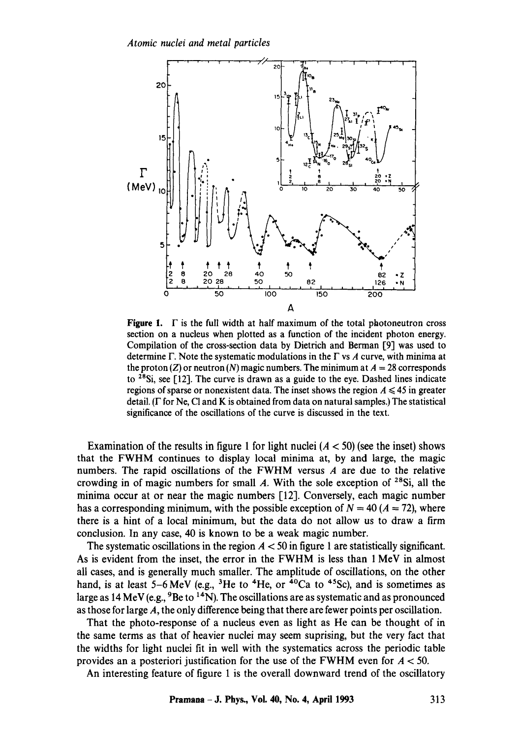**Figure 1.** $\Gamma$ is the full width at half maximum of the total photoneutron cross section on a nucleus when plotted as a function of the incident photon energy. Compilation of the cross-section data by Dietrich and Berman [9] was used to determine $\Gamma$. Note the systematic modulations in the $\Gamma$ vs $A$ curve, with minima at the proton ($Z$) or neutron ($N$) magic numbers. The minimum at $A = 28$ corresponds to $^{28}$Si, see [12]. The curve is drawn as a guide to the eye. Dashed lines indicate regions of sparse or nonexistent data. The inset shows the region $A \leqslant 45$ in greater detail. ($\Gamma$ for Ne, Cl and K is obtained from data on natural samples.) The statistical significance of the oscillations of the curve is discussed in the text.

Examination of the results in figure 1 for light nuclei ($A < 50$) (see the inset) shows that the FWHM continues to display local minima at, by and large, the magic numbers. The rapid oscillations of the FWHM versus $A$ are due to the relative crowding in of magic numbers for small $A$. With the sole exception of $^{28}$Si, all the minima occur at or near the magic numbers [12]. Conversely, each magic number has a corresponding minimum, with the possible exception of $N = 40$ ($A = 72$), where there is a hint of a local minimum, but the data do not allow us to draw a firm conclusion. In any case, 40 is known to be a weak magic number.

The systematic oscillations in the region $A < 50$ in figure 1 are statistically significant. As is evident from the inset, the error in the FWHM is less than 1 MeV in almost all cases, and is generally much smaller. The amplitude of oscillations, on the other hand, is at least 5–6 MeV (e.g., $^{3}$He to $^{4}$He, or $^{40}$Ca to $^{45}$Sc), and is sometimes as large as 14 MeV (e.g., $^{9}$Be to $^{14}$N). The oscillations are as systematic and as pronounced as those for large $A$, the only difference being that there are fewer points per oscillation.

That the photo-response of a nucleus even as light as He can be thought of in the same terms as that of heavier nuclei may seem suprising, but the very fact that the widths for light nuclei fit in well with the systematics across the periodic table provides an a posteriori justification for the use of the FWHM even for $A < 50$.

An interesting feature of figure 1 is the overall downward trend of the oscillatory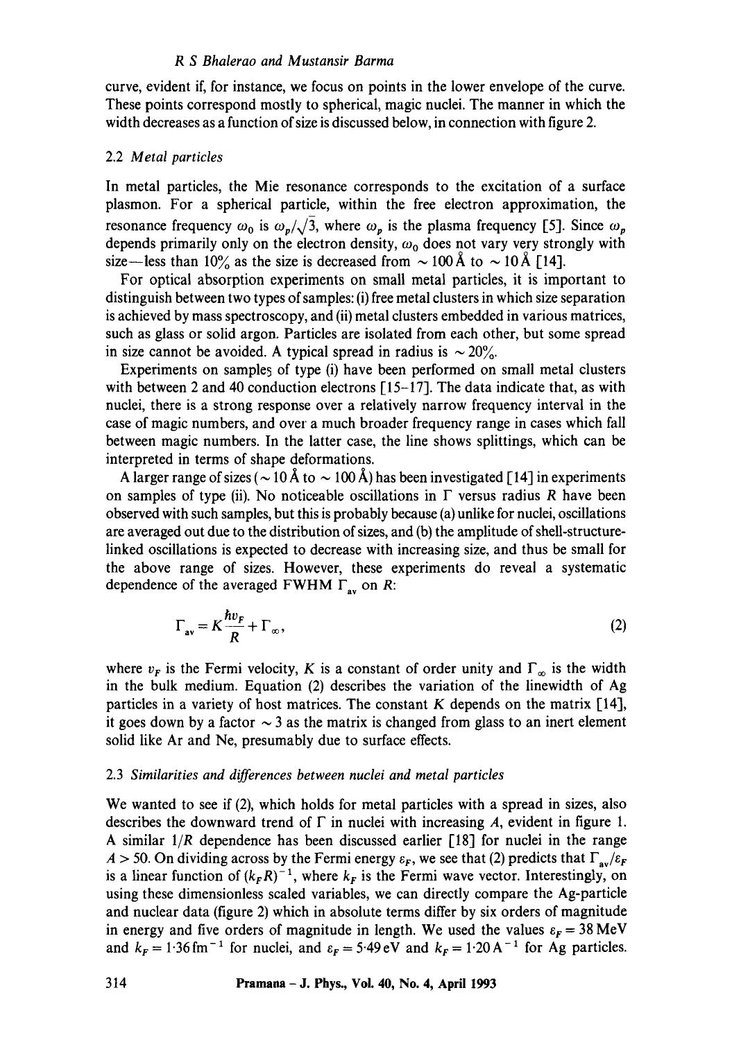curve, evident if, for instance, we focus on points in the lower envelope of the curve. These points correspond mostly to spherical, magic nuclei. The manner in which the width decreases as a function of size is discussed below, in connection with figure 2.

### 2.2 *Metal particles*

In metal particles, the Mie resonance corresponds to the excitation of a surface plasmon. For a spherical particle, within the free electron approximation, the resonance frequency $\omega_0$ is $\omega_p/\sqrt{3}$, where $\omega_p$ is the plasma frequency [5]. Since $\omega_p$ depends primarily only on the electron density, $\omega_0$ does not vary very strongly with size—less than 10% as the size is decreased from $\sim 100\,\text{Å}$ to $\sim 10\,\text{Å}$ [14].

For optical absorption experiments on small metal particles, it is important to distinguish between two types of samples: (i) free metal clusters in which size separation is achieved by mass spectroscopy, and (ii) metal clusters embedded in various matrices, such as glass or solid argon. Particles are isolated from each other, but some spread in size cannot be avoided. A typical spread in radius is $\sim 20\%$.

Experiments on samples of type (i) have been performed on small metal clusters with between 2 and 40 conduction electrons [15–17]. The data indicate that, as with nuclei, there is a strong response over a relatively narrow frequency interval in the case of magic numbers, and over a much broader frequency range in cases which fall between magic numbers. In the latter case, the line shows splittings, which can be interpreted in terms of shape deformations.

A larger range of sizes ($\sim 10\,\text{Å}$ to $\sim 100\,\text{Å}$) has been investigated [14] in experiments on samples of type (ii). No noticeable oscillations in $\Gamma$ versus radius $R$ have been observed with such samples, but this is probably because (a) unlike for nuclei, oscillations are averaged out due to the distribution of sizes, and (b) the amplitude of shell-structure-linked oscillations is expected to decrease with increasing size, and thus be small for the above range of sizes. However, these experiments do reveal a systematic dependence of the averaged FWHM $\Gamma_{av}$ on $R$:

$$\Gamma_{av} = K\frac{\hbar v_F}{R} + \Gamma_\infty, \tag{2}$$

where $v_F$ is the Fermi velocity, $K$ is a constant of order unity and $\Gamma_\infty$ is the width in the bulk medium. Equation (2) describes the variation of the linewidth of Ag particles in a variety of host matrices. The constant $K$ depends on the matrix [14], it goes down by a factor $\sim 3$ as the matrix is changed from glass to an inert element solid like Ar and Ne, presumably due to surface effects.

### 2.3 *Similarities and differences between nuclei and metal particles*

We wanted to see if (2), which holds for metal particles with a spread in sizes, also describes the downward trend of $\Gamma$ in nuclei with increasing $A$, evident in figure 1. A similar $1/R$ dependence has been discussed earlier [18] for nuclei in the range $A > 50$. On dividing across by the Fermi energy $\varepsilon_F$, we see that (2) predicts that $\Gamma_{av}/\varepsilon_F$ is a linear function of $(k_F R)^{-1}$, where $k_F$ is the Fermi wave vector. Interestingly, on using these dimensionless scaled variables, we can directly compare the Ag-particle and nuclear data (figure 2) which in absolute terms differ by six orders of magnitude in energy and five orders of magnitude in length. We used the values $\varepsilon_F = 38\,\text{MeV}$ and $k_F = 1\cdot 36\,\text{fm}^{-1}$ for nuclei, and $\varepsilon_F = 5\cdot 49\,\text{eV}$ and $k_F = 1\cdot 20\,\text{Å}^{-1}$ for Ag particles.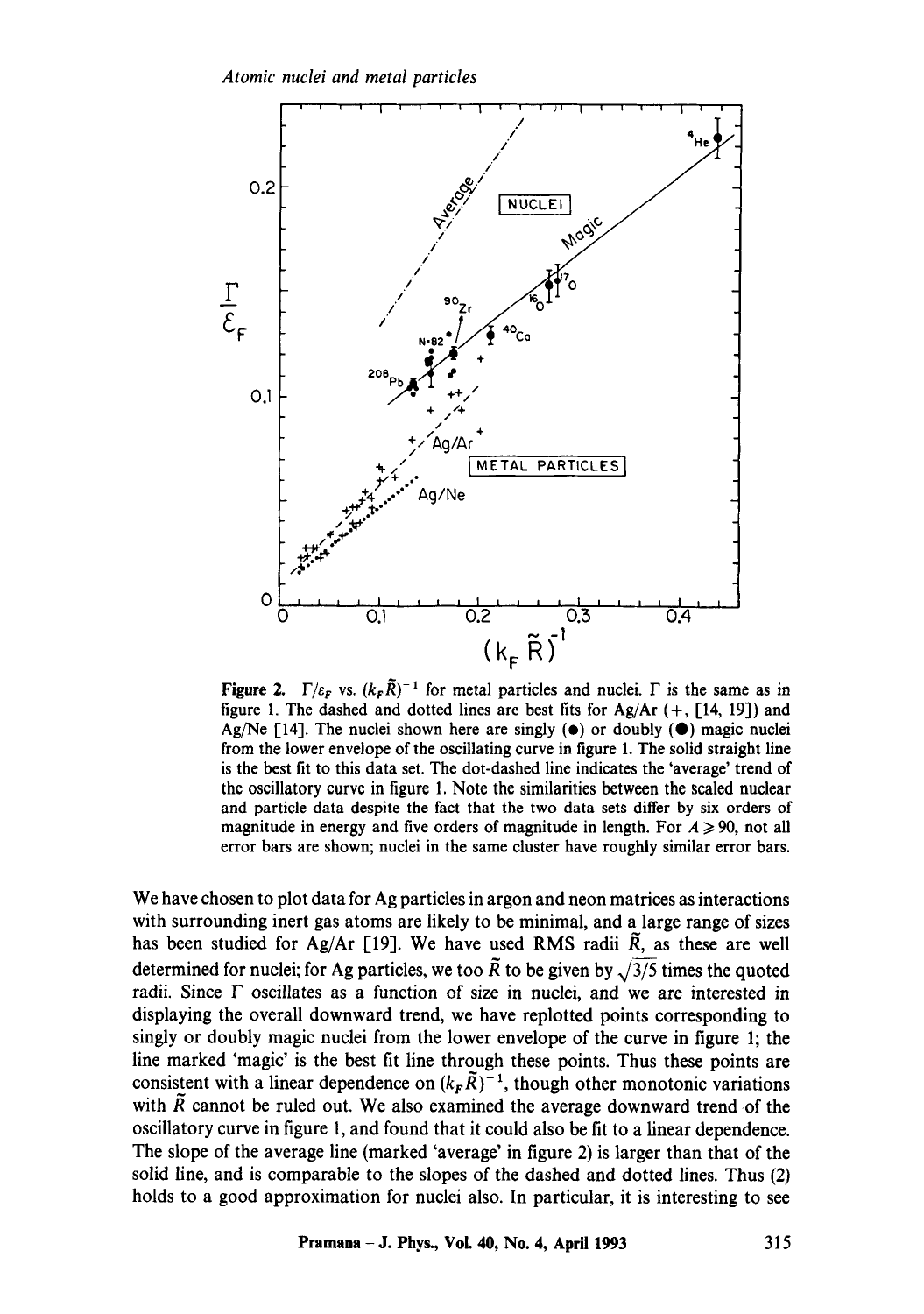**Figure 2.** $\Gamma/\varepsilon_F$ vs. $(k_F \tilde{R})^{-1}$ for metal particles and nuclei. $\Gamma$ is the same as in figure 1. The dashed and dotted lines are best fits for Ag/Ar (+, [14, 19]) and Ag/Ne [14]. The nuclei shown here are singly (●) or doubly (●) magic nuclei from the lower envelope of the oscillating curve in figure 1. The solid straight line is the best fit to this data set. The dot-dashed line indicates the 'average' trend of the oscillatory curve in figure 1. Note the similarities between the scaled nuclear and particle data despite the fact that the two data sets differ by six orders of magnitude in energy and five orders of magnitude in length. For $A \geqslant 90$, not all error bars are shown; nuclei in the same cluster have roughly similar error bars.

We have chosen to plot data for Ag particles in argon and neon matrices as interactions with surrounding inert gas atoms are likely to be minimal, and a large range of sizes has been studied for Ag/Ar [19]. We have used RMS radii $\tilde{R}$, as these are well determined for nuclei; for Ag particles, we too $\tilde{R}$ to be given by $\sqrt{3/5}$ times the quoted radii. Since $\Gamma$ oscillates as a function of size in nuclei, and we are interested in displaying the overall downward trend, we have replotted points corresponding to singly or doubly magic nuclei from the lower envelope of the curve in figure 1; the line marked 'magic' is the best fit line through these points. Thus these points are consistent with a linear dependence on $(k_F \tilde{R})^{-1}$, though other monotonic variations with $\tilde{R}$ cannot be ruled out. We also examined the average downward trend of the oscillatory curve in figure 1, and found that it could also be fit to a linear dependence. The slope of the average line (marked 'average' in figure 2) is larger than that of the solid line, and is comparable to the slopes of the dashed and dotted lines. Thus (2) holds to a good approximation for nuclei also. In particular, it is interesting to see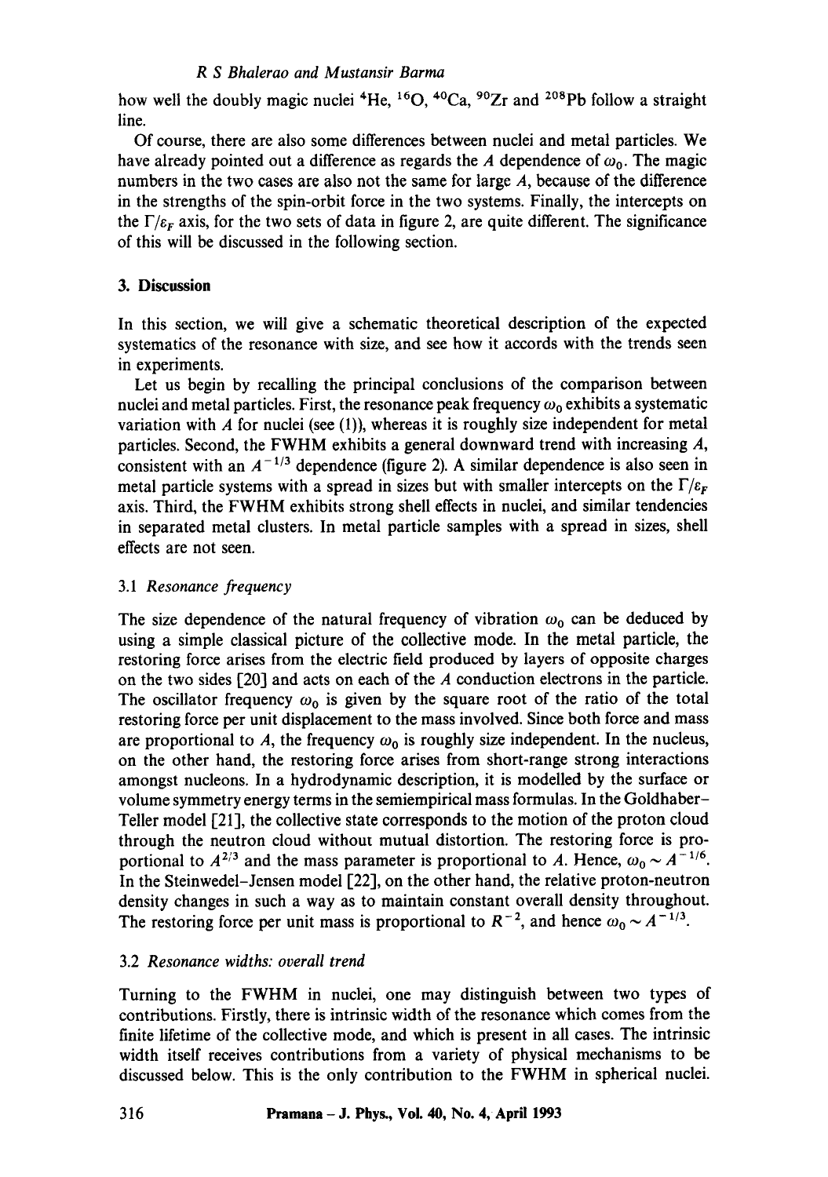how well the doubly magic nuclei $^4$He, $^{16}$O, $^{40}$Ca, $^{90}$Zr and $^{208}$Pb follow a straight line.

Of course, there are also some differences between nuclei and metal particles. We have already pointed out a difference as regards the $A$ dependence of $\omega_0$. The magic numbers in the two cases are also not the same for large $A$, because of the difference in the strengths of the spin-orbit force in the two systems. Finally, the intercepts on the $\Gamma/\varepsilon_F$ axis, for the two sets of data in figure 2, are quite different. The significance of this will be discussed in the following section.

## 3. Discussion

In this section, we will give a schematic theoretical description of the expected systematics of the resonance with size, and see how it accords with the trends seen in experiments.

Let us begin by recalling the principal conclusions of the comparison between nuclei and metal particles. First, the resonance peak frequency $\omega_0$ exhibits a systematic variation with $A$ for nuclei (see (1)), whereas it is roughly size independent for metal particles. Second, the FWHM exhibits a general downward trend with increasing $A$, consistent with an $A^{-1/3}$ dependence (figure 2). A similar dependence is also seen in metal particle systems with a spread in sizes but with smaller intercepts on the $\Gamma/\varepsilon_F$ axis. Third, the FWHM exhibits strong shell effects in nuclei, and similar tendencies in separated metal clusters. In metal particle samples with a spread in sizes, shell effects are not seen.

### 3.1 *Resonance frequency*

The size dependence of the natural frequency of vibration $\omega_0$ can be deduced by using a simple classical picture of the collective mode. In the metal particle, the restoring force arises from the electric field produced by layers of opposite charges on the two sides [20] and acts on each of the $A$ conduction electrons in the particle. The oscillator frequency $\omega_0$ is given by the square root of the ratio of the total restoring force per unit displacement to the mass involved. Since both force and mass are proportional to $A$, the frequency $\omega_0$ is roughly size independent. In the nucleus, on the other hand, the restoring force arises from short-range strong interactions amongst nucleons. In a hydrodynamic description, it is modelled by the surface or volume symmetry energy terms in the semiempirical mass formulas. In the Goldhaber–Teller model [21], the collective state corresponds to the motion of the proton cloud through the neutron cloud without mutual distortion. The restoring force is proportional to $A^{2/3}$ and the mass parameter is proportional to $A$. Hence, $\omega_0 \sim A^{-1/6}$. In the Steinwedel–Jensen model [22], on the other hand, the relative proton-neutron density changes in such a way as to maintain constant overall density throughout. The restoring force per unit mass is proportional to $R^{-2}$, and hence $\omega_0 \sim A^{-1/3}$.

### 3.2 *Resonance widths: overall trend*

Turning to the FWHM in nuclei, one may distinguish between two types of contributions. Firstly, there is intrinsic width of the resonance which comes from the finite lifetime of the collective mode, and which is present in all cases. The intrinsic width itself receives contributions from a variety of physical mechanisms to be discussed below. This is the only contribution to the FWHM in spherical nuclei.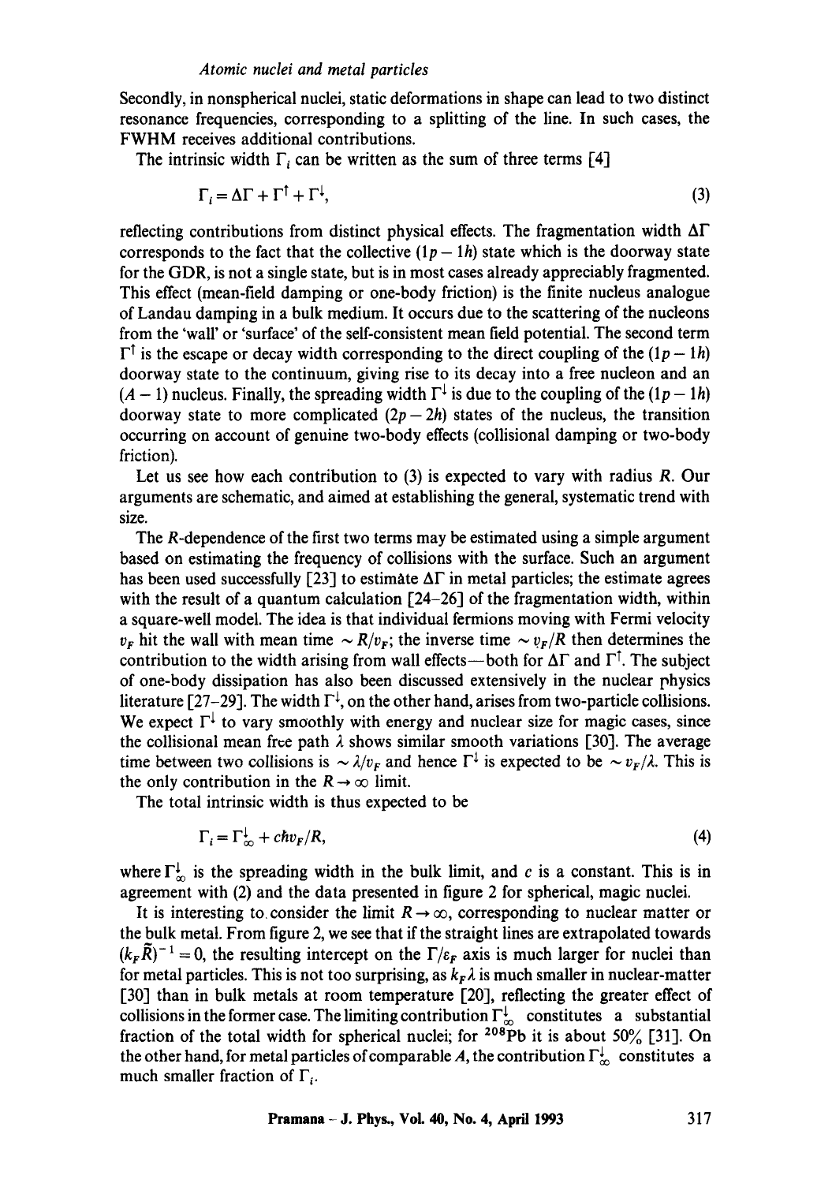Secondly, in nonspherical nuclei, static deformations in shape can lead to two distinct resonance frequencies, corresponding to a splitting of the line. In such cases, the FWHM receives additional contributions.

The intrinsic width $\Gamma_i$ can be written as the sum of three terms [4]

$$\Gamma_i = \Delta\Gamma + \Gamma^{\uparrow} + \Gamma^{\downarrow}, \tag{3}$$

reflecting contributions from distinct physical effects. The fragmentation width $\Delta\Gamma$ corresponds to the fact that the collective $(1p - 1h)$ state which is the doorway state for the GDR, is not a single state, but is in most cases already appreciably fragmented. This effect (mean-field damping or one-body friction) is the finite nucleus analogue of Landau damping in a bulk medium. It occurs due to the scattering of the nucleons from the 'wall' or 'surface' of the self-consistent mean field potential. The second term $\Gamma^{\uparrow}$ is the escape or decay width corresponding to the direct coupling of the $(1p - 1h)$ doorway state to the continuum, giving rise to its decay into a free nucleon and an $(A - 1)$ nucleus. Finally, the spreading width $\Gamma^{\downarrow}$ is due to the coupling of the $(1p - 1h)$ doorway state to more complicated $(2p - 2h)$ states of the nucleus, the transition occurring on account of genuine two-body effects (collisional damping or two-body friction).

Let us see how each contribution to (3) is expected to vary with radius $R$. Our arguments are schematic, and aimed at establishing the general, systematic trend with size.

The $R$-dependence of the first two terms may be estimated using a simple argument based on estimating the frequency of collisions with the surface. Such an argument has been used successfully [23] to estimate $\Delta\Gamma$ in metal particles; the estimate agrees with the result of a quantum calculation [24–26] of the fragmentation width, within a square-well model. The idea is that individual fermions moving with Fermi velocity $v_F$ hit the wall with mean time $\sim R/v_F$; the inverse time $\sim v_F/R$ then determines the contribution to the width arising from wall effects—both for $\Delta\Gamma$ and $\Gamma^{\uparrow}$. The subject of one-body dissipation has also been discussed extensively in the nuclear physics literature [27–29]. The width $\Gamma^{\downarrow}$, on the other hand, arises from two-particle collisions. We expect $\Gamma^{\downarrow}$ to vary smoothly with energy and nuclear size for magic cases, since the collisional mean free path $\lambda$ shows similar smooth variations [30]. The average time between two collisions is $\sim \lambda/v_F$ and hence $\Gamma^{\downarrow}$ is expected to be $\sim v_F/\lambda$. This is the only contribution in the $R \to \infty$ limit.

The total intrinsic width is thus expected to be

$$\Gamma_i = \Gamma^{\downarrow}_{\infty} + c\hbar v_F/R, \tag{4}$$

where $\Gamma^{\downarrow}_{\infty}$ is the spreading width in the bulk limit, and $c$ is a constant. This is in agreement with (2) and the data presented in figure 2 for spherical, magic nuclei.

It is interesting to consider the limit $R \to \infty$, corresponding to nuclear matter or the bulk metal. From figure 2, we see that if the straight lines are extrapolated towards $(k_F\tilde{R})^{-1} = 0$, the resulting intercept on the $\Gamma/\varepsilon_F$ axis is much larger for nuclei than for metal particles. This is not too surprising, as $k_F\lambda$ is much smaller in nuclear-matter [30] than in bulk metals at room temperature [20], reflecting the greater effect of collisions in the former case. The limiting contribution $\Gamma^{\downarrow}_{\infty}$ constitutes a substantial fraction of the total width for spherical nuclei; for $^{208}$Pb it is about 50% [31]. On the other hand, for metal particles of comparable $A$, the contribution $\Gamma^{\downarrow}_{\infty}$ constitutes a much smaller fraction of $\Gamma_i$.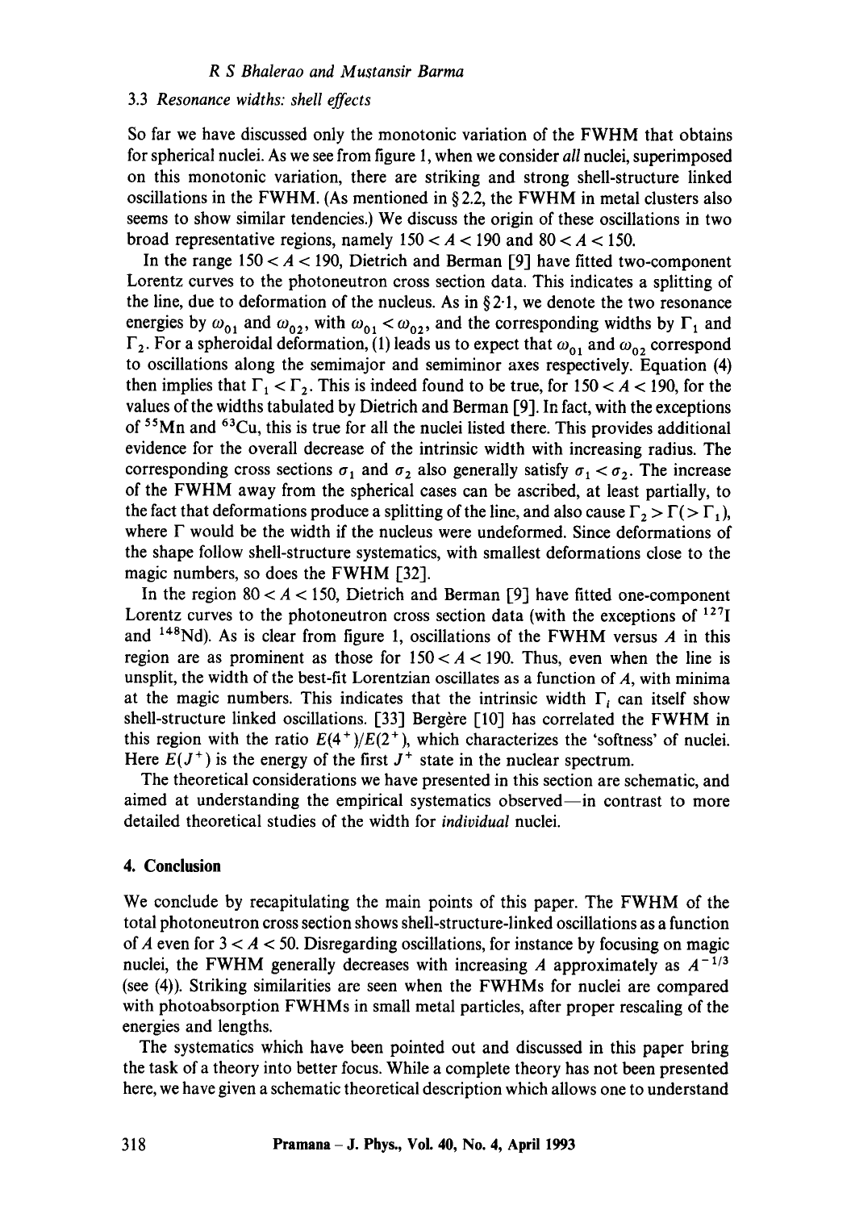### 3.3 *Resonance widths: shell effects*

So far we have discussed only the monotonic variation of the FWHM that obtains for spherical nuclei. As we see from figure 1, when we consider *all* nuclei, superimposed on this monotonic variation, there are striking and strong shell-structure linked oscillations in the FWHM. (As mentioned in § 2.2, the FWHM in metal clusters also seems to show similar tendencies.) We discuss the origin of these oscillations in two broad representative regions, namely $150 < A < 190$ and $80 < A < 150$.

In the range $150 < A < 190$, Dietrich and Berman [9] have fitted two-component Lorentz curves to the photoneutron cross section data. This indicates a splitting of the line, due to deformation of the nucleus. As in § 2·1, we denote the two resonance energies by $\omega_{01}$ and $\omega_{02}$, with $\omega_{01} < \omega_{02}$, and the corresponding widths by $\Gamma_1$ and $\Gamma_2$. For a spheroidal deformation, (1) leads us to expect that $\omega_{01}$ and $\omega_{02}$ correspond to oscillations along the semimajor and semiminor axes respectively. Equation (4) then implies that $\Gamma_1 < \Gamma_2$. This is indeed found to be true, for $150 < A < 190$, for the values of the widths tabulated by Dietrich and Berman [9]. In fact, with the exceptions of $^{55}$Mn and $^{63}$Cu, this is true for all the nuclei listed there. This provides additional evidence for the overall decrease of the intrinsic width with increasing radius. The corresponding cross sections $\sigma_1$ and $\sigma_2$ also generally satisfy $\sigma_1 < \sigma_2$. The increase of the FWHM away from the spherical cases can be ascribed, at least partially, to the fact that deformations produce a splitting of the line, and also cause $\Gamma_2 > \Gamma (> \Gamma_1)$, where $\Gamma$ would be the width if the nucleus were undeformed. Since deformations of the shape follow shell-structure systematics, with smallest deformations close to the magic numbers, so does the FWHM [32].

In the region $80 < A < 150$, Dietrich and Berman [9] have fitted one-component Lorentz curves to the photoneutron cross section data (with the exceptions of $^{127}$I and $^{148}$Nd). As is clear from figure 1, oscillations of the FWHM versus $A$ in this region are as prominent as those for $150 < A < 190$. Thus, even when the line is unsplit, the width of the best-fit Lorentzian oscillates as a function of $A$, with minima at the magic numbers. This indicates that the intrinsic width $\Gamma_i$ can itself show shell-structure linked oscillations. [33] Bergère [10] has correlated the FWHM in this region with the ratio $E(4^+)/E(2^+)$, which characterizes the 'softness' of nuclei. Here $E(J^+)$ is the energy of the first $J^+$ state in the nuclear spectrum.

The theoretical considerations we have presented in this section are schematic, and aimed at understanding the empirical systematics observed—in contrast to more detailed theoretical studies of the width for *individual* nuclei.

## 4. Conclusion

We conclude by recapitulating the main points of this paper. The FWHM of the total photoneutron cross section shows shell-structure-linked oscillations as a function of $A$ even for $3 < A < 50$. Disregarding oscillations, for instance by focusing on magic nuclei, the FWHM generally decreases with increasing $A$ approximately as $A^{-1/3}$ (see (4)). Striking similarities are seen when the FWHMs for nuclei are compared with photoabsorption FWHMs in small metal particles, after proper rescaling of the energies and lengths.

The systematics which have been pointed out and discussed in this paper bring the task of a theory into better focus. While a complete theory has not been presented here, we have given a schematic theoretical description which allows one to understand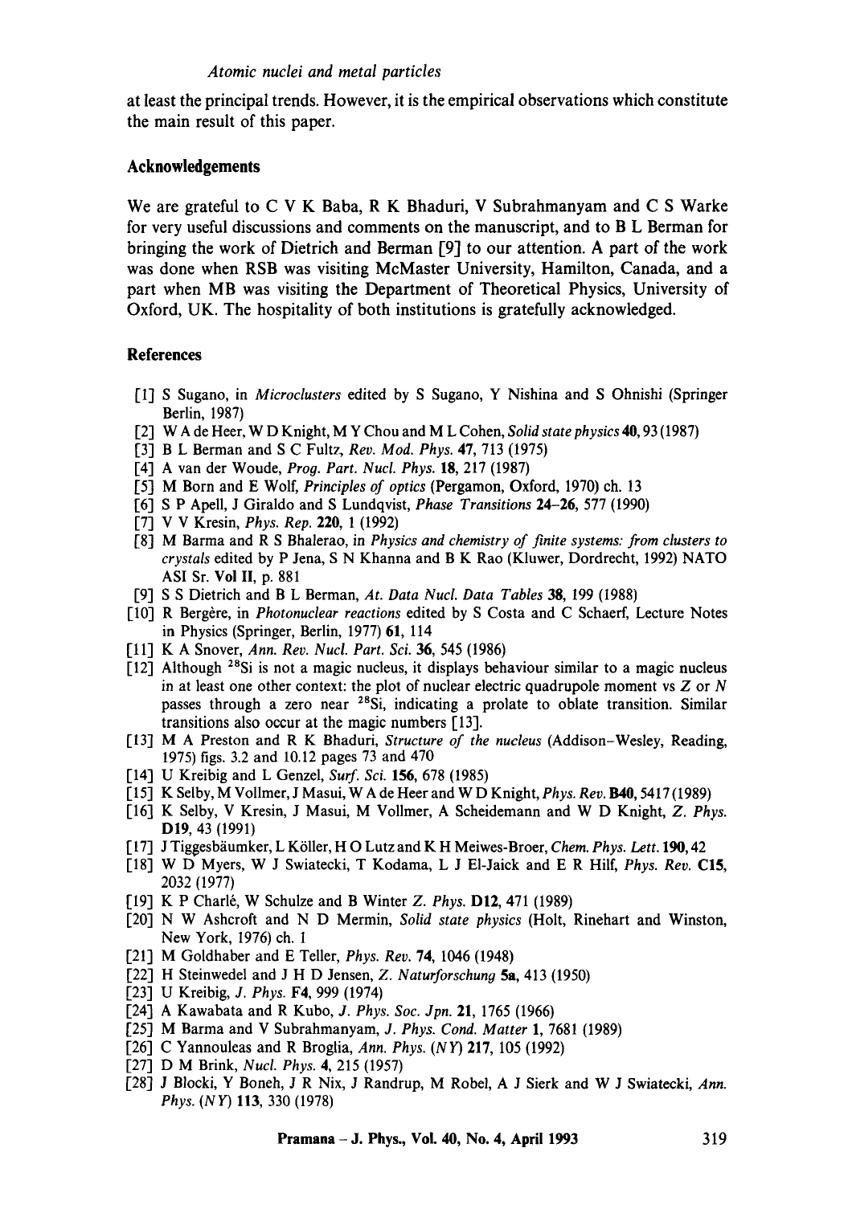at least the principal trends. However, it is the empirical observations which constitute the main result of this paper.

## Acknowledgements

We are grateful to C V K Baba, R K Bhaduri, V Subrahmanyam and C S Warke for very useful discussions and comments on the manuscript, and to B L Berman for bringing the work of Dietrich and Berman [9] to our attention. A part of the work was done when RSB was visiting McMaster University, Hamilton, Canada, and a part when MB was visiting the Department of Theoretical Physics, University of Oxford, UK. The hospitality of both institutions is gratefully acknowledged.

## References

[1] S Sugano, in *Microclusters* edited by S Sugano, Y Nishina and S Ohnishi (Springer Berlin, 1987)

[2] W A de Heer, W D Knight, M Y Chou and M L Cohen, *Solid state physics* **40**, 93 (1987)

[3] B L Berman and S C Fultz, *Rev. Mod. Phys.* **47**, 713 (1975)

[4] A van der Woude, *Prog. Part. Nucl. Phys.* **18**, 217 (1987)

[5] M Born and E Wolf, *Principles of optics* (Pergamon, Oxford, 1970) ch. 13

[6] S P Apell, J Giraldo and S Lundqvist, *Phase Transitions* **24–26**, 577 (1990)

[7] V V Kresin, *Phys. Rep.* **220**, 1 (1992)

[8] M Barma and R S Bhalerao, in *Physics and chemistry of finite systems: from clusters to crystals* edited by P Jena, S N Khanna and B K Rao (Kluwer, Dordrecht, 1992) NATO ASI Sr. **Vol II**, p. 881

[9] S S Dietrich and B L Berman, *At. Data Nucl. Data Tables* **38**, 199 (1988)

[10] R Bergère, in *Photonuclear reactions* edited by S Costa and C Schaerf, Lecture Notes in Physics (Springer, Berlin, 1977) **61**, 114

[11] K A Snover, *Ann. Rev. Nucl. Part. Sci.* **36**, 545 (1986)

[12] Although $^{28}$Si is not a magic nucleus, it displays behaviour similar to a magic nucleus in at least one other context: the plot of nuclear electric quadrupole moment vs $Z$ or $N$ passes through a zero near $^{28}$Si, indicating a prolate to oblate transition. Similar transitions also occur at the magic numbers [13].

[13] M A Preston and R K Bhaduri, *Structure of the nucleus* (Addison–Wesley, Reading, 1975) figs. 3.2 and 10.12 pages 73 and 470

[14] U Kreibig and L Genzel, *Surf. Sci.* **156**, 678 (1985)

[15] K Selby, M Vollmer, J Masui, W A de Heer and W D Knight, *Phys. Rev.* **B40**, 5417 (1989)

[16] K Selby, V Kresin, J Masui, M Vollmer, A Scheidemann and W D Knight, *Z. Phys.* **D19**, 43 (1991)

[17] J Tiggesbäumker, L Köller, H O Lutz and K H Meiwes-Broer, *Chem. Phys. Lett.* **190**, 42

[18] W D Myers, W J Swiatecki, T Kodama, L J El-Jaick and E R Hilf, *Phys. Rev.* **C15**, 2032 (1977)

[19] K P Charlé, W Schulze and B Winter *Z. Phys.* **D12**, 471 (1989)

[20] N W Ashcroft and N D Mermin, *Solid state physics* (Holt, Rinehart and Winston, New York, 1976) ch. 1

[21] M Goldhaber and E Teller, *Phys. Rev.* **74**, 1046 (1948)

[22] H Steinwedel and J H D Jensen, *Z. Naturforschung* **5a**, 413 (1950)

[23] U Kreibig, *J. Phys.* **F4**, 999 (1974)

[24] A Kawabata and R Kubo, *J. Phys. Soc. Jpn.* **21**, 1765 (1966)

[25] M Barma and V Subrahmanyam, *J. Phys. Cond. Matter* **1**, 7681 (1989)

[26] C Yannouleas and R Broglia, *Ann. Phys. (NY)* **217**, 105 (1992)

[27] D M Brink, *Nucl. Phys.* **4**, 215 (1957)

[28] J Blocki, Y Boneh, J R Nix, J Randrup, M Robel, A J Sierk and W J Swiatecki, *Ann. Phys. (NY)* **113**, 330 (1978)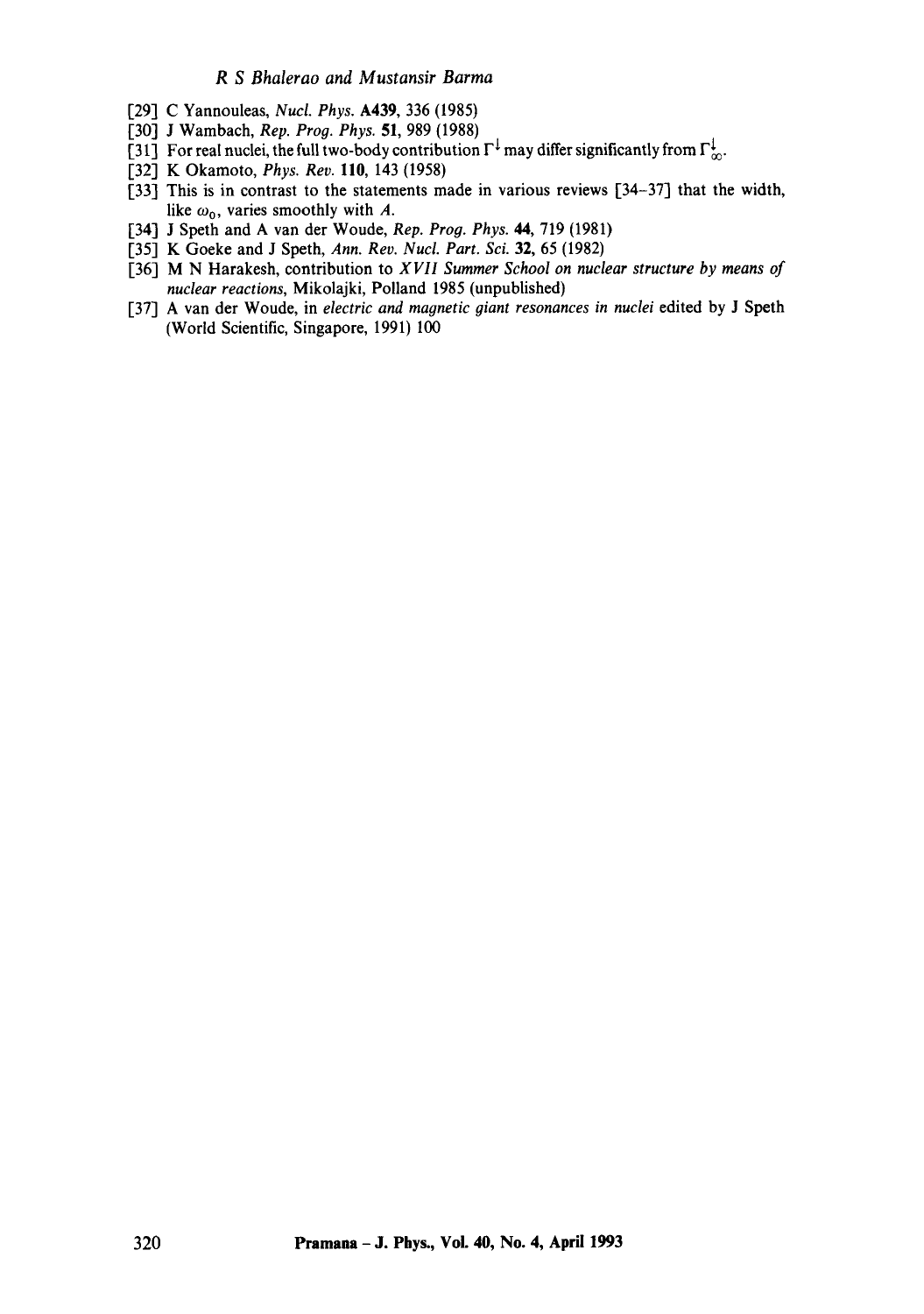[29] C Yannouleas, *Nucl. Phys.* **A439**, 336 (1985)
[30] J Wambach, *Rep. Prog. Phys.* **51**, 989 (1988)
[31] For real nuclei, the full two-body contribution $\Gamma^{\downarrow}$ may differ significantly from $\Gamma^{\downarrow}_{\infty}$.
[32] K Okamoto, *Phys. Rev.* **110**, 143 (1958)
[33] This is in contrast to the statements made in various reviews [34–37] that the width, like $\omega_0$, varies smoothly with $A$.
[34] J Speth and A van der Woude, *Rep. Prog. Phys.* **44**, 719 (1981)
[35] K Goeke and J Speth, *Ann. Rev. Nucl. Part. Sci.* **32**, 65 (1982)
[36] M N Harakesh, contribution to *XVII Summer School on nuclear structure by means of nuclear reactions*, Mikolajki, Polland 1985 (unpublished)
[37] A van der Woude, in *electric and magnetic giant resonances in nuclei* edited by J Speth (World Scientific, Singapore, 1991) 100